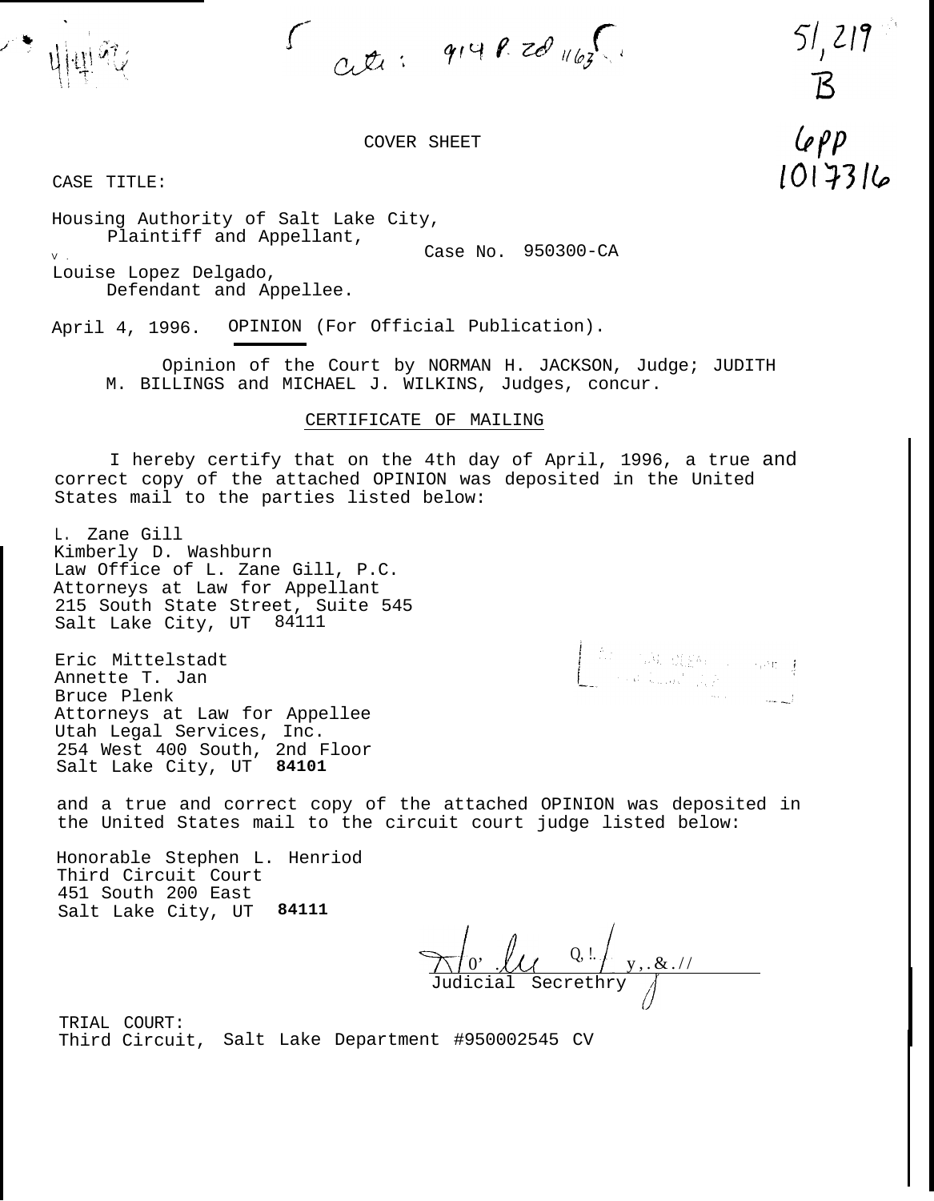cite: 914 P.2d 1163

51,219
B

6PP
1017316

COVER SHEET

CASE TITLE:

Housing Authority of Salt Lake City,
Plaintiff and Appellant,
v.
Louise Lopez Delgado,
Defendant and Appellee.

Case No. 950300-CA

April 4, 1996. OPINION (For Official Publication).

Opinion of the Court by NORMAN H. JACKSON, Judge; JUDITH M. BILLINGS and MICHAEL J. WILKINS, Judges, concur.

CERTIFICATE OF MAILING

I hereby certify that on the 4th day of April, 1996, a true and correct copy of the attached OPINION was deposited in the United States mail to the parties listed below:

L. Zane Gill
Kimberly D. Washburn
Law Office of L. Zane Gill, P.C.
Attorneys at Law for Appellant
215 South State Street, Suite 545
Salt Lake City, UT 84111

Eric Mittelstadt
Annette T. Jan
Bruce Plenk
Attorneys at Law for Appellee
Utah Legal Services, Inc.
254 West 400 South, 2nd Floor
Salt Lake City, UT 84101

and a true and correct copy of the attached OPINION was deposited in the United States mail to the circuit court judge listed below:

Honorable Stephen L. Henriod
Third Circuit Court
451 South 200 East
Salt Lake City, UT 84111

Judicial Secrethry

TRIAL COURT:
Third Circuit, Salt Lake Department #950002545 CV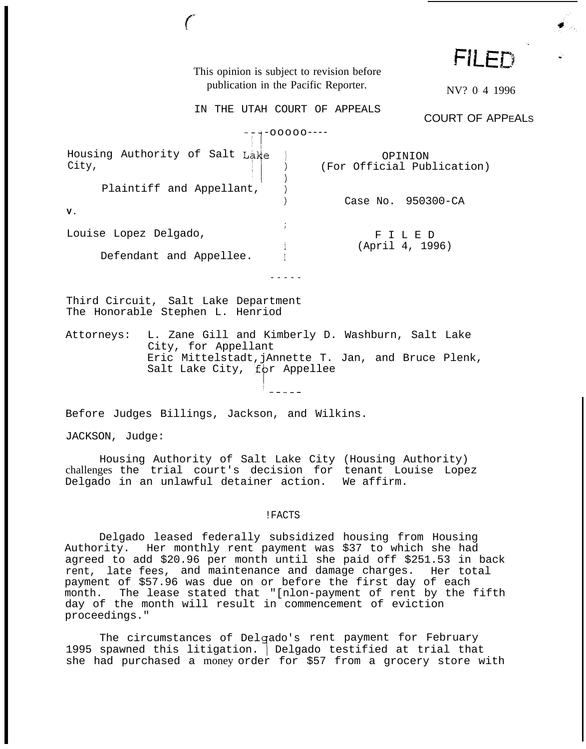This opinion is subject to revision before publication in the Pacific Reporter.

FILED

NV? 0 4 1996

COURT OF APPEALS

IN THE UTAH COURT OF APPEALS

----ooooo----

| | | |
|---|---|---|
| Housing Authority of Salt Lake City, | ) | OPINION (For Official Publication) |
| Plaintiff and Appellant, | ) | |
| v. | ) | Case No. 950300-CA |
| Louise Lopez Delgado, | ) | F I L E D (April 4, 1996) |
| Defendant and Appellee. | ) | |

-----

Third Circuit, Salt Lake Department
The Honorable Stephen L. Henriod

Attorneys: L. Zane Gill and Kimberly D. Washburn, Salt Lake City, for Appellant
Eric Mittelstadt, Annette T. Jan, and Bruce Plenk, Salt Lake City, for Appellee

-----

Before Judges Billings, Jackson, and Wilkins.

JACKSON, Judge:

Housing Authority of Salt Lake City (Housing Authority) challenges the trial court's decision for tenant Louise Lopez Delgado in an unlawful detainer action. We affirm.

## FACTS

Delgado leased federally subsidized housing from Housing Authority. Her monthly rent payment was $37 to which she had agreed to add $20.96 per month until she paid off $251.53 in back rent, late fees, and maintenance and damage charges. Her total payment of $57.96 was due on or before the first day of each month. The lease stated that "[n]on-payment of rent by the fifth day of the month will result in commencement of eviction proceedings."

The circumstances of Delgado's rent payment for February 1995 spawned this litigation. Delgado testified at trial that she had purchased a money order for $57 from a grocery store with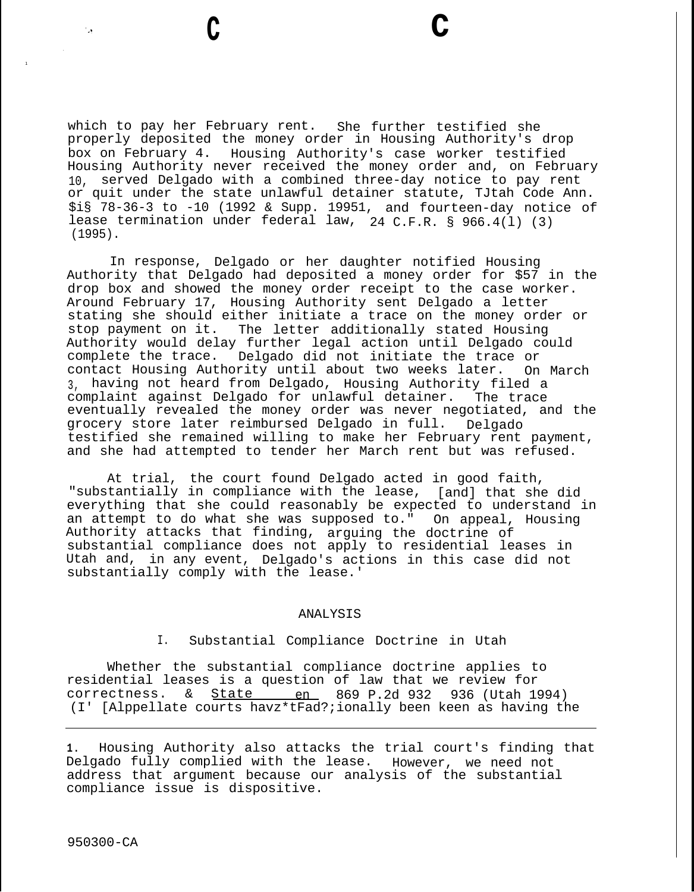which to pay her February rent. She further testified she properly deposited the money order in Housing Authority's drop box on February 4. Housing Authority's case worker testified Housing Authority never received the money order and, on February 10, served Delgado with a combined three-day notice to pay rent or quit under the state unlawful detainer statute, TJtah Code Ann. $i§ 78-36-3 to -10 (1992 & Supp. 19951, and fourteen-day notice of lease termination under federal law, 24 C.F.R. § 966.4(l) (3) (1995).

In response, Delgado or her daughter notified Housing Authority that Delgado had deposited a money order for $57 in the drop box and showed the money order receipt to the case worker. Around February 17, Housing Authority sent Delgado a letter stating she should either initiate a trace on the money order or stop payment on it. The letter additionally stated Housing Authority would delay further legal action until Delgado could complete the trace. Delgado did not initiate the trace or contact Housing Authority until about two weeks later. On March 3, having not heard from Delgado, Housing Authority filed a complaint against Delgado for unlawful detainer. The trace eventually revealed the money order was never negotiated, and the grocery store later reimbursed Delgado in full. Delgado testified she remained willing to make her February rent payment, and she had attempted to tender her March rent but was refused.

At trial, the court found Delgado acted in good faith, "substantially in compliance with the lease, [and] that she did everything that she could reasonably be expected to understand in an attempt to do what she was supposed to." On appeal, Housing Authority attacks that finding, arguing the doctrine of substantial compliance does not apply to residential leases in Utah and, in any event, Delgado's actions in this case did not substantially comply with the lease.'

ANALYSIS

I. Substantial Compliance Doctrine in Utah

Whether the substantial compliance doctrine applies to residential leases is a question of law that we review for correctness. & State en 869 P.2d 932 936 (Utah 1994) (I' [Alppellate courts havz*tFad?;ionally been keen as having the

1. Housing Authority also attacks the trial court's finding that Delgado fully complied with the lease. However, we need not address that argument because our analysis of the substantial compliance issue is dispositive.

950300-CA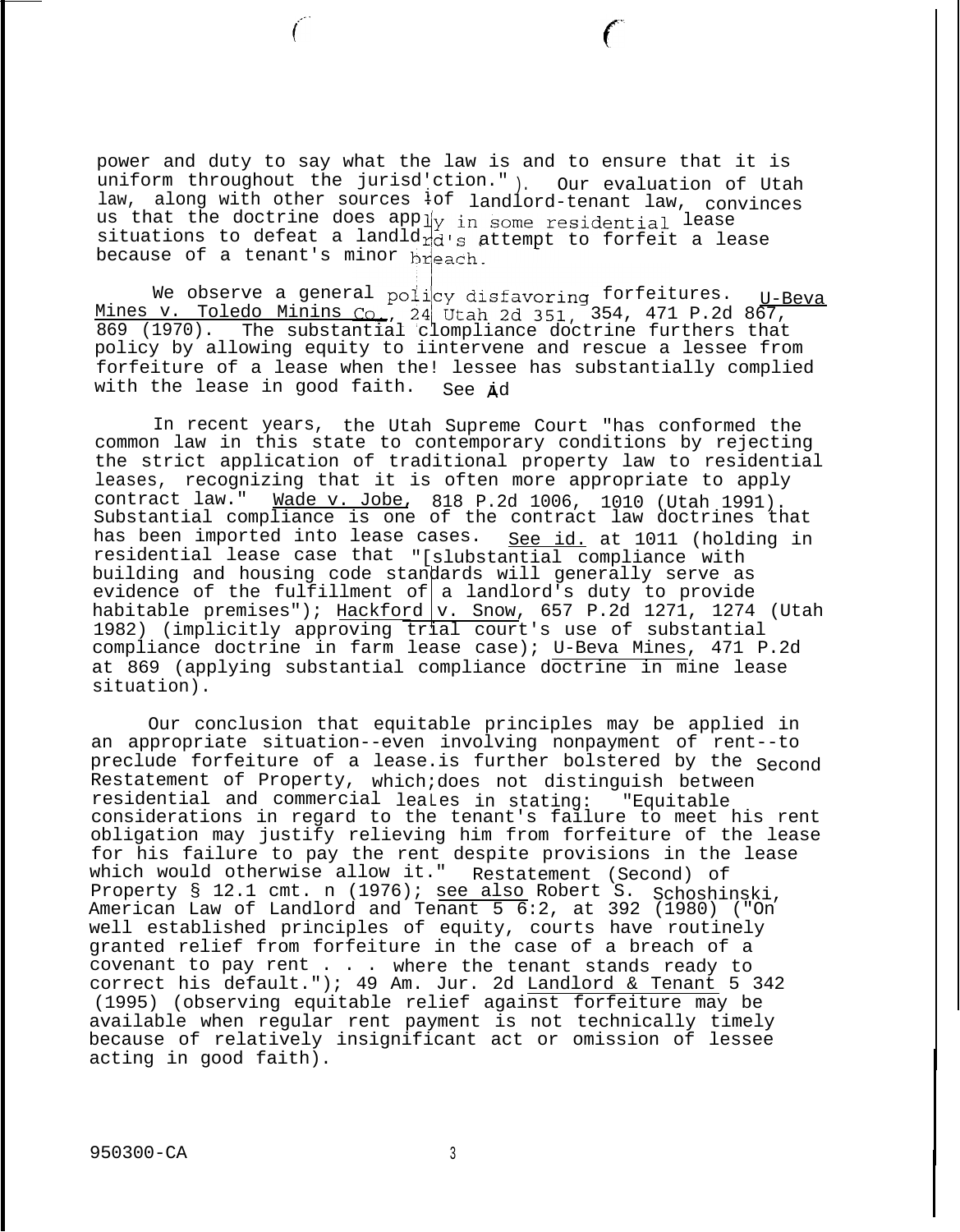power and duty to say what the law is and to ensure that it is uniform throughout the jurisdiction."). Our evaluation of Utah law, along with other sources of landlord-tenant law, convinces us that the doctrine does apply in some residential lease situations to defeat a landlord's attempt to forfeit a lease because of a tenant's minor breach.

We observe a general policy disfavoring forfeitures. U-Beva Mines v. Toledo Mining Co., 24 Utah 2d 351, 354, 471 P.2d 867, 869 (1970). The substantial compliance doctrine furthers that policy by allowing equity to intervene and rescue a lessee from forfeiture of a lease when the lessee has substantially complied with the lease in good faith. See id.

In recent years, the Utah Supreme Court "has conformed the common law in this state to contemporary conditions by rejecting the strict application of traditional property law to residential leases, recognizing that it is often more appropriate to apply contract law." Wade v. Jobe, 818 P.2d 1006, 1010 (Utah 1991). Substantial compliance is one of the contract law doctrines that has been imported into lease cases. See id. at 1011 (holding in residential lease case that "[s]ubstantial compliance with building and housing code standards will generally serve as evidence of the fulfillment of a landlord's duty to provide habitable premises"); Hackford v. Snow, 657 P.2d 1271, 1274 (Utah 1982) (implicitly approving trial court's use of substantial compliance doctrine in farm lease case); U-Beva Mines, 471 P.2d at 869 (applying substantial compliance doctrine in mine lease situation).

Our conclusion that equitable principles may be applied in an appropriate situation--even involving nonpayment of rent--to preclude forfeiture of a lease is further bolstered by the Second Restatement of Property, which does not distinguish between residential and commercial leases in stating: "Equitable considerations in regard to the tenant's failure to meet his rent obligation may justify relieving him from forfeiture of the lease for his failure to pay the rent despite provisions in the lease which would otherwise allow it." Restatement (Second) of Property § 12.1 cmt. n (1976); see also Robert S. Schoshinski, American Law of Landlord and Tenant § 6:2, at 392 (1980) ("On well established principles of equity, courts have routinely granted relief from forfeiture in the case of a breach of a covenant to pay rent . . . where the tenant stands ready to correct his default."); 49 Am. Jur. 2d Landlord & Tenant § 342 (1995) (observing equitable relief against forfeiture may be available when regular rent payment is not technically timely because of relatively insignificant act or omission of lessee acting in good faith).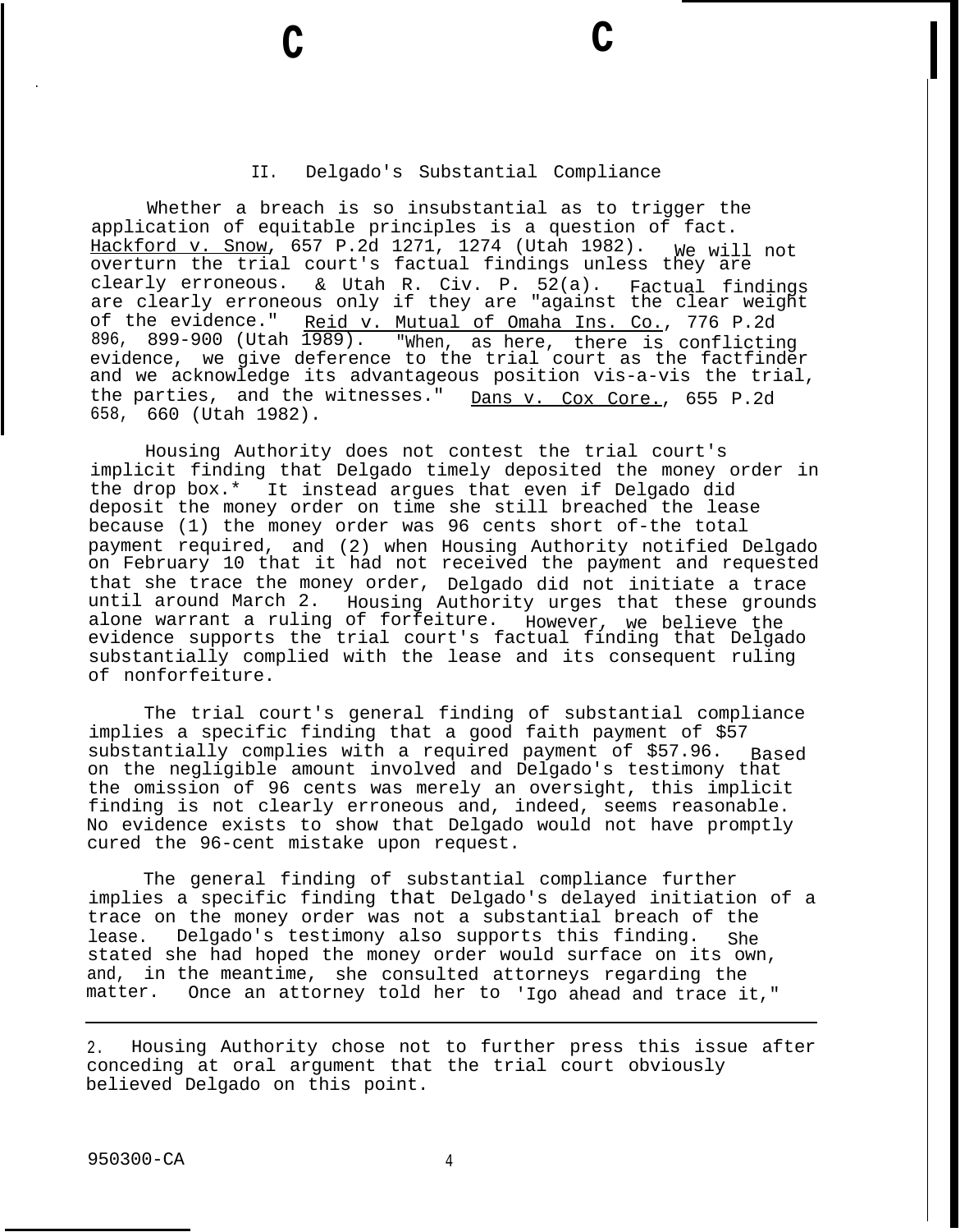## II. Delgado's Substantial Compliance

Whether a breach is so insubstantial as to trigger the application of equitable principles is a question of fact. Hackford v. Snow, 657 P.2d 1271, 1274 (Utah 1982). We will not overturn the trial court's factual findings unless they are clearly erroneous. & Utah R. Civ. P. 52(a). Factual findings are clearly erroneous only if they are "against the clear weight of the evidence." Reid v. Mutual of Omaha Ins. Co., 776 P.2d 896, 899-900 (Utah 1989). "When, as here, there is conflicting evidence, we give deference to the trial court as the factfinder and we acknowledge its advantageous position vis-a-vis the trial, the parties, and the witnesses." Dans v. Cox Core., 655 P.2d 658, 660 (Utah 1982).

Housing Authority does not contest the trial court's implicit finding that Delgado timely deposited the money order in the drop box.* It instead argues that even if Delgado did deposit the money order on time she still breached the lease because (1) the money order was 96 cents short of-the total payment required, and (2) when Housing Authority notified Delgado on February 10 that it had not received the payment and requested that she trace the money order, Delgado did not initiate a trace until around March 2. Housing Authority urges that these grounds alone warrant a ruling of forfeiture. However, we believe the evidence supports the trial court's factual finding that Delgado substantially complied with the lease and its consequent ruling of nonforfeiture.

The trial court's general finding of substantial compliance implies a specific finding that a good faith payment of $57 substantially complies with a required payment of $57.96. Based on the negligible amount involved and Delgado's testimony that the omission of 96 cents was merely an oversight, this implicit finding is not clearly erroneous and, indeed, seems reasonable. No evidence exists to show that Delgado would not have promptly cured the 96-cent mistake upon request.

The general finding of substantial compliance further implies a specific finding that Delgado's delayed initiation of a trace on the money order was not a substantial breach of the lease. Delgado's testimony also supports this finding. She stated she had hoped the money order would surface on its own, and, in the meantime, she consulted attorneys regarding the matter. Once an attorney told her to 'Igo ahead and trace it,"

---

2. Housing Authority chose not to further press this issue after conceding at oral argument that the trial court obviously believed Delgado on this point.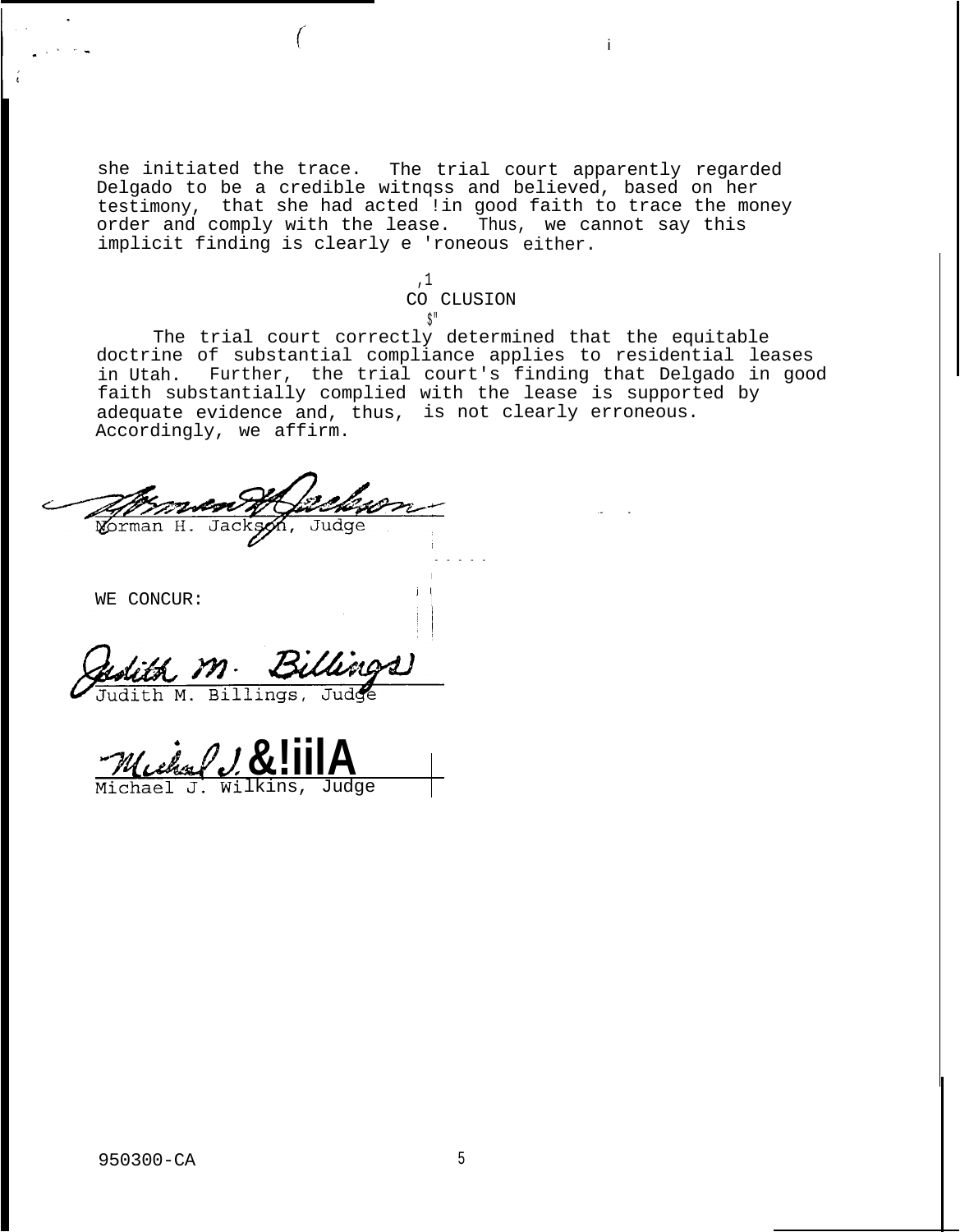she initiated the trace. The trial court apparently regarded Delgado to be a credible witnqss and believed, based on her testimony, that she had acted !in good faith to trace the money order and comply with the lease. Thus, we cannot say this implicit finding is clearly e 'roneous either.

## CO CLUSION

The trial court correctly determined that the equitable doctrine of substantial compliance applies to residential leases in Utah. Further, the trial court's finding that Delgado in good faith substantially complied with the lease is supported by adequate evidence and, thus, is not clearly erroneous. Accordingly, we affirm.

Norman H. Jackson, Judge

WE CONCUR:

Judith M. Billings, Judge

Michael J. Wilkins, Judge

950300-CA